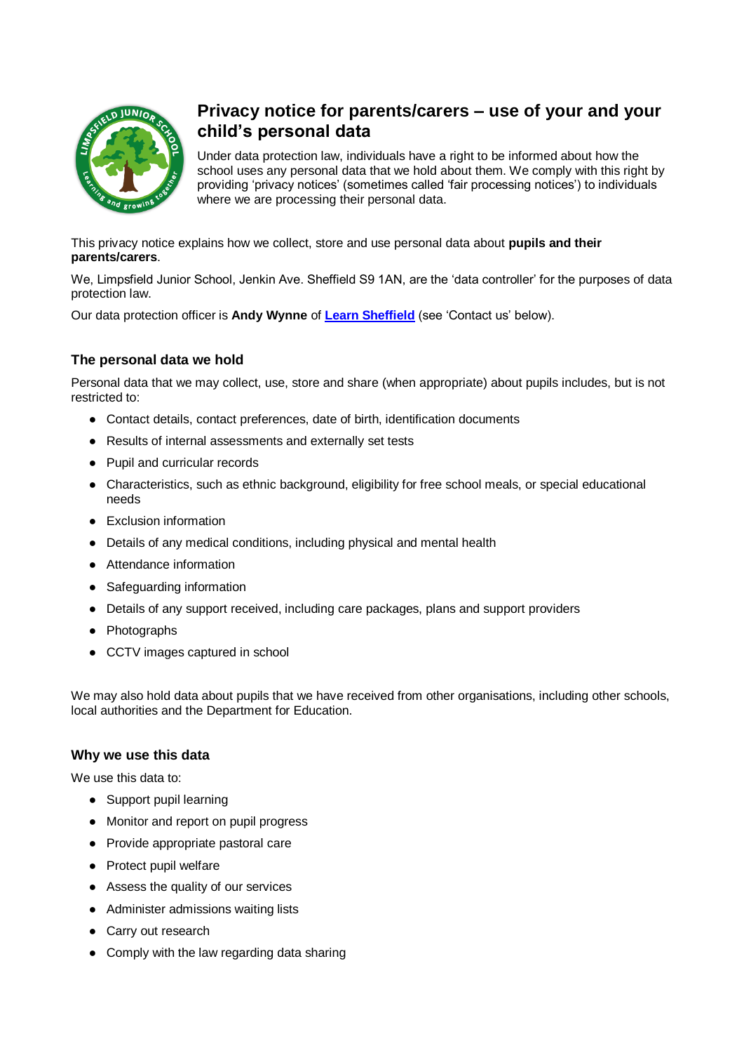# Privacy notice for parents/carers – use of your and your child's personal data

Under data protection law, individuals have a right to be informed about how the school uses any personal data that we hold about them. We comply with this right by providing 'privacy notices' (sometimes called 'fair processing notices') to individuals where we are processing their personal data.

This privacy notice explains how we collect, store and use personal data about **pupils and their parents/carers**.

We, Limpsfield Junior School, Jenkin Ave. Sheffield S9 1AN, are the 'data controller' for the purposes of data protection law.

Our data protection officer is **Andy Wynne** of **Learn Sheffield** (see 'Contact us' below).

### The personal data we hold

Personal data that we may collect, use, store and share (when appropriate) about pupils includes, but is not restricted to:

- Contact details, contact preferences, date of birth, identification documents
- Results of internal assessments and externally set tests
- Pupil and curricular records
- Characteristics, such as ethnic background, eligibility for free school meals, or special educational needs
- Exclusion information
- Details of any medical conditions, including physical and mental health
- Attendance information
- Safeguarding information
- Details of any support received, including care packages, plans and support providers
- Photographs
- CCTV images captured in school

We may also hold data about pupils that we have received from other organisations, including other schools, local authorities and the Department for Education.

### Why we use this data

We use this data to:

- Support pupil learning
- Monitor and report on pupil progress
- Provide appropriate pastoral care
- Protect pupil welfare
- Assess the quality of our services
- Administer admissions waiting lists
- Carry out research
- Comply with the law regarding data sharing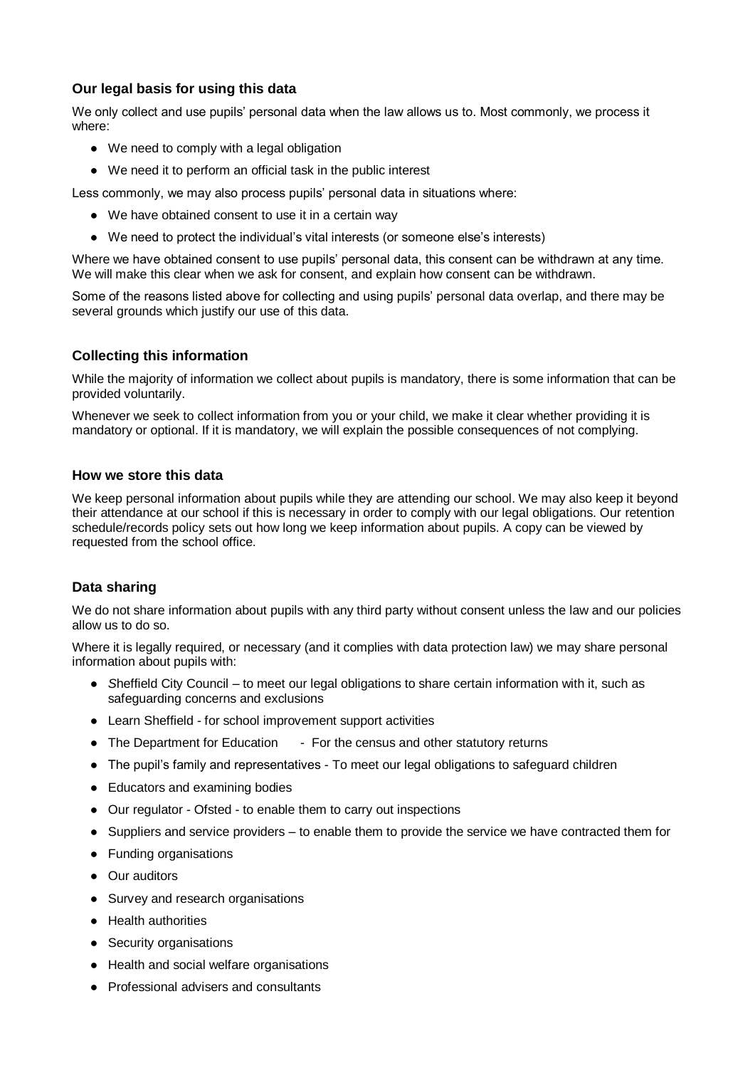### Our legal basis for using this data

We only collect and use pupils' personal data when the law allows us to. Most commonly, we process it where:

- We need to comply with a legal obligation
- We need it to perform an official task in the public interest

Less commonly, we may also process pupils' personal data in situations where:

- We have obtained consent to use it in a certain way
- We need to protect the individual's vital interests (or someone else's interests)

Where we have obtained consent to use pupils' personal data, this consent can be withdrawn at any time. We will make this clear when we ask for consent, and explain how consent can be withdrawn.

Some of the reasons listed above for collecting and using pupils' personal data overlap, and there may be several grounds which justify our use of this data.

### Collecting this information

While the majority of information we collect about pupils is mandatory, there is some information that can be provided voluntarily.

Whenever we seek to collect information from you or your child, we make it clear whether providing it is mandatory or optional. If it is mandatory, we will explain the possible consequences of not complying.

### How we store this data

We keep personal information about pupils while they are attending our school. We may also keep it beyond their attendance at our school if this is necessary in order to comply with our legal obligations. Our retention schedule/records policy sets out how long we keep information about pupils. A copy can be viewed by requested from the school office.

### Data sharing

We do not share information about pupils with any third party without consent unless the law and our policies allow us to do so.

Where it is legally required, or necessary (and it complies with data protection law) we may share personal information about pupils with:

- Sheffield City Council – to meet our legal obligations to share certain information with it, such as safeguarding concerns and exclusions
- Learn Sheffield - for school improvement support activities
- The Department for Education - For the census and other statutory returns
- The pupil's family and representatives - To meet our legal obligations to safeguard children
- Educators and examining bodies
- Our regulator - Ofsted - to enable them to carry out inspections
- Suppliers and service providers – to enable them to provide the service we have contracted them for
- Funding organisations
- Our auditors
- Survey and research organisations
- Health authorities
- Security organisations
- Health and social welfare organisations
- Professional advisers and consultants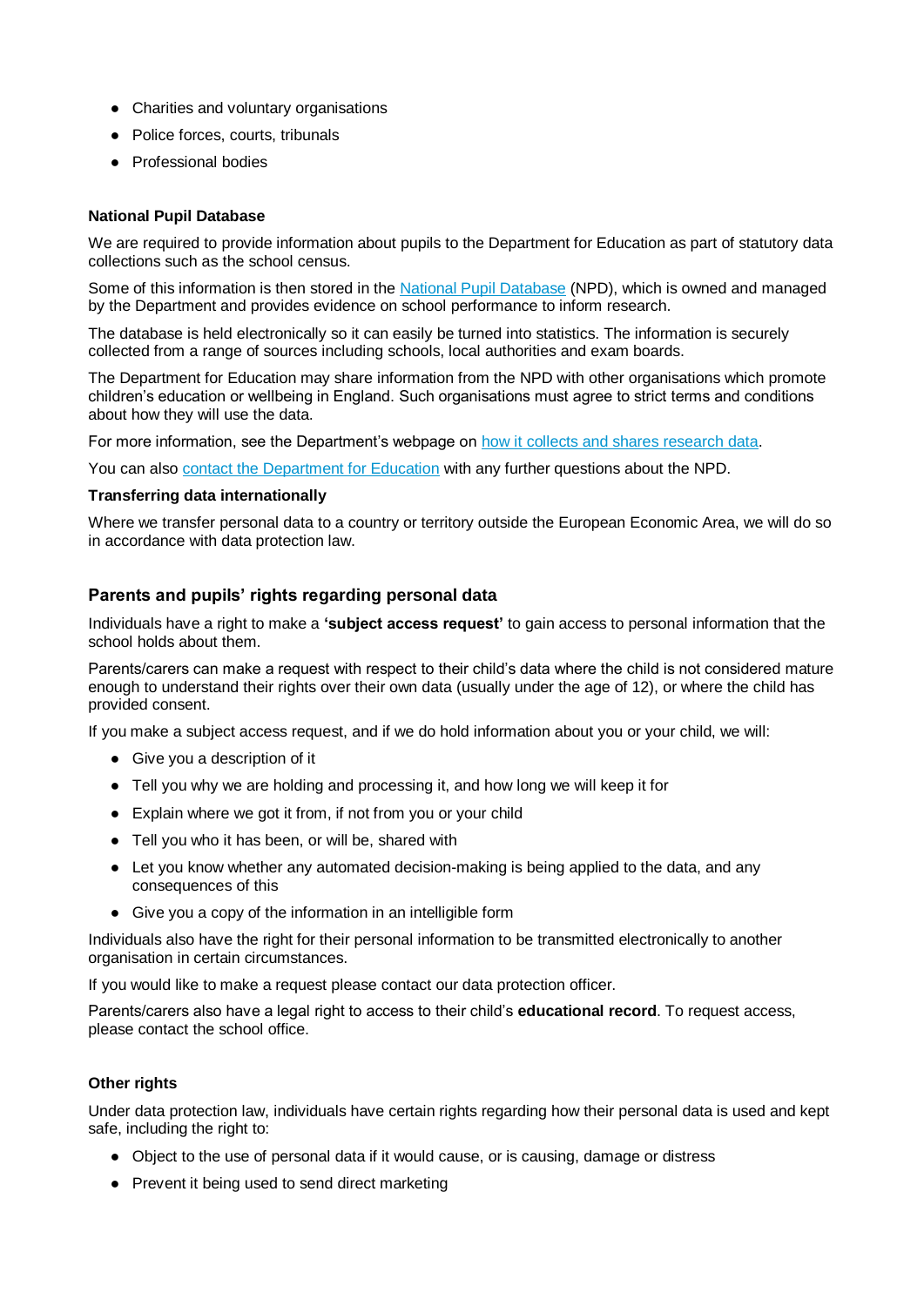- Charities and voluntary organisations
- Police forces, courts, tribunals
- Professional bodies

**National Pupil Database**

We are required to provide information about pupils to the Department for Education as part of statutory data collections such as the school census.

Some of this information is then stored in the National Pupil Database (NPD), which is owned and managed by the Department and provides evidence on school performance to inform research.

The database is held electronically so it can easily be turned into statistics. The information is securely collected from a range of sources including schools, local authorities and exam boards.

The Department for Education may share information from the NPD with other organisations which promote children's education or wellbeing in England. Such organisations must agree to strict terms and conditions about how they will use the data.

For more information, see the Department's webpage on how it collects and shares research data.

You can also contact the Department for Education with any further questions about the NPD.

**Transferring data internationally**

Where we transfer personal data to a country or territory outside the European Economic Area, we will do so in accordance with data protection law.

## Parents and pupils' rights regarding personal data

Individuals have a right to make a **'subject access request'** to gain access to personal information that the school holds about them.

Parents/carers can make a request with respect to their child's data where the child is not considered mature enough to understand their rights over their own data (usually under the age of 12), or where the child has provided consent.

If you make a subject access request, and if we do hold information about you or your child, we will:

- Give you a description of it
- Tell you why we are holding and processing it, and how long we will keep it for
- Explain where we got it from, if not from you or your child
- Tell you who it has been, or will be, shared with
- Let you know whether any automated decision-making is being applied to the data, and any consequences of this
- Give you a copy of the information in an intelligible form

Individuals also have the right for their personal information to be transmitted electronically to another organisation in certain circumstances.

If you would like to make a request please contact our data protection officer.

Parents/carers also have a legal right to access to their child's **educational record**. To request access, please contact the school office.

**Other rights**

Under data protection law, individuals have certain rights regarding how their personal data is used and kept safe, including the right to:

- Object to the use of personal data if it would cause, or is causing, damage or distress
- Prevent it being used to send direct marketing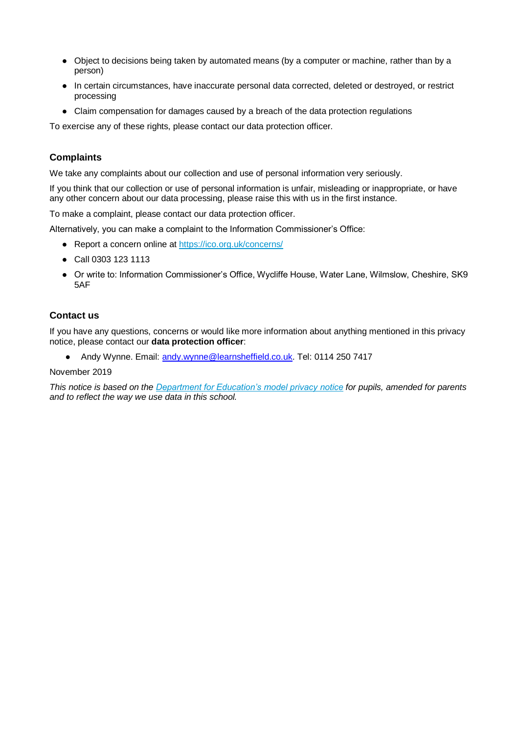- Object to decisions being taken by automated means (by a computer or machine, rather than by a person)
- In certain circumstances, have inaccurate personal data corrected, deleted or destroyed, or restrict processing
- Claim compensation for damages caused by a breach of the data protection regulations

To exercise any of these rights, please contact our data protection officer.

### Complaints

We take any complaints about our collection and use of personal information very seriously.

If you think that our collection or use of personal information is unfair, misleading or inappropriate, or have any other concern about our data processing, please raise this with us in the first instance.

To make a complaint, please contact our data protection officer.

Alternatively, you can make a complaint to the Information Commissioner's Office:

- Report a concern online at [https://ico.org.uk/concerns/](https://ico.org.uk/concerns/)
- Call 0303 123 1113
- Or write to: Information Commissioner's Office, Wycliffe House, Water Lane, Wilmslow, Cheshire, SK9 5AF

### Contact us

If you have any questions, concerns or would like more information about anything mentioned in this privacy notice, please contact our **data protection officer**:

- Andy Wynne. Email: [andy.wynne@learnsheffield.co.uk](mailto:andy.wynne@learnsheffield.co.uk). Tel: 0114 250 7417

November 2019

*This notice is based on the [Department for Education's model privacy notice](#) for pupils, amended for parents and to reflect the way we use data in this school.*